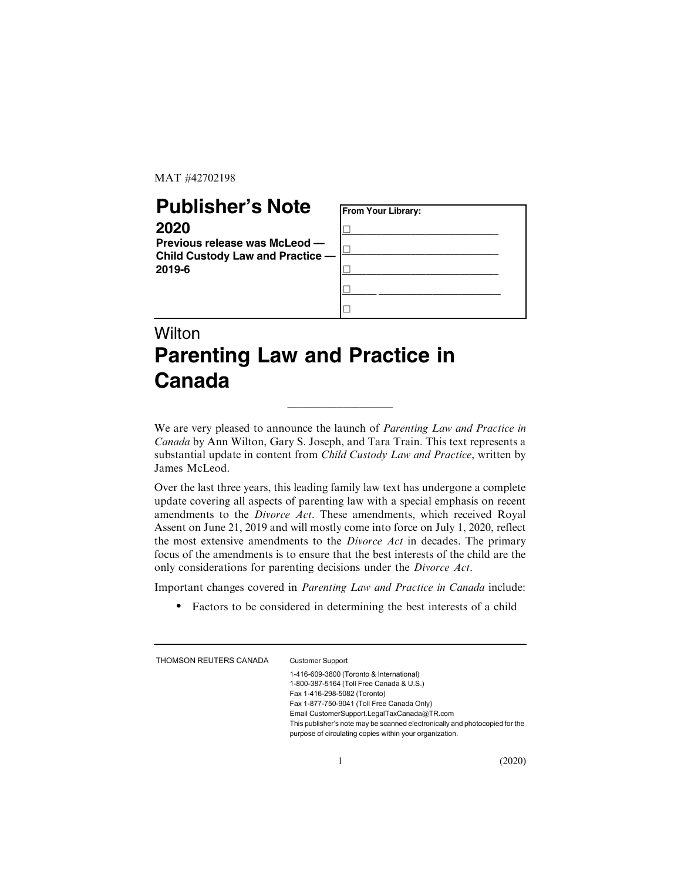MAT #42702198

# Publisher's Note

**2020**

**Previous release was McLeod — Child Custody Law and Practice — 2019-6**

| From Your Library: |
| --- |
| ☐ |
| ☐ |
| ☐ |
| ☐ |
| ☐ |

## Wilton
## Parenting Law and Practice in Canada

---

We are very pleased to announce the launch of *Parenting Law and Practice in Canada* by Ann Wilton, Gary S. Joseph, and Tara Train. This text represents a substantial update in content from *Child Custody Law and Practice*, written by James McLeod.

Over the last three years, this leading family law text has undergone a complete update covering all aspects of parenting law with a special emphasis on recent amendments to the *Divorce Act*. These amendments, which received Royal Assent on June 21, 2019 and will mostly come into force on July 1, 2020, reflect the most extensive amendments to the *Divorce Act* in decades. The primary focus of the amendments is to ensure that the best interests of the child are the only considerations for parenting decisions under the *Divorce Act*.

Important changes covered in *Parenting Law and Practice in Canada* include:

- Factors to be considered in determining the best interests of a child

---

THOMSON REUTERS CANADA

Customer Support

1-416-609-3800 (Toronto & International)
1-800-387-5164 (Toll Free Canada & U.S.)
Fax 1-416-298-5082 (Toronto)
Fax 1-877-750-9041 (Toll Free Canada Only)
Email CustomerSupport.LegalTaxCanada@TR.com
This publisher's note may be scanned electronically and photocopied for the purpose of circulating copies within your organization.

(2020)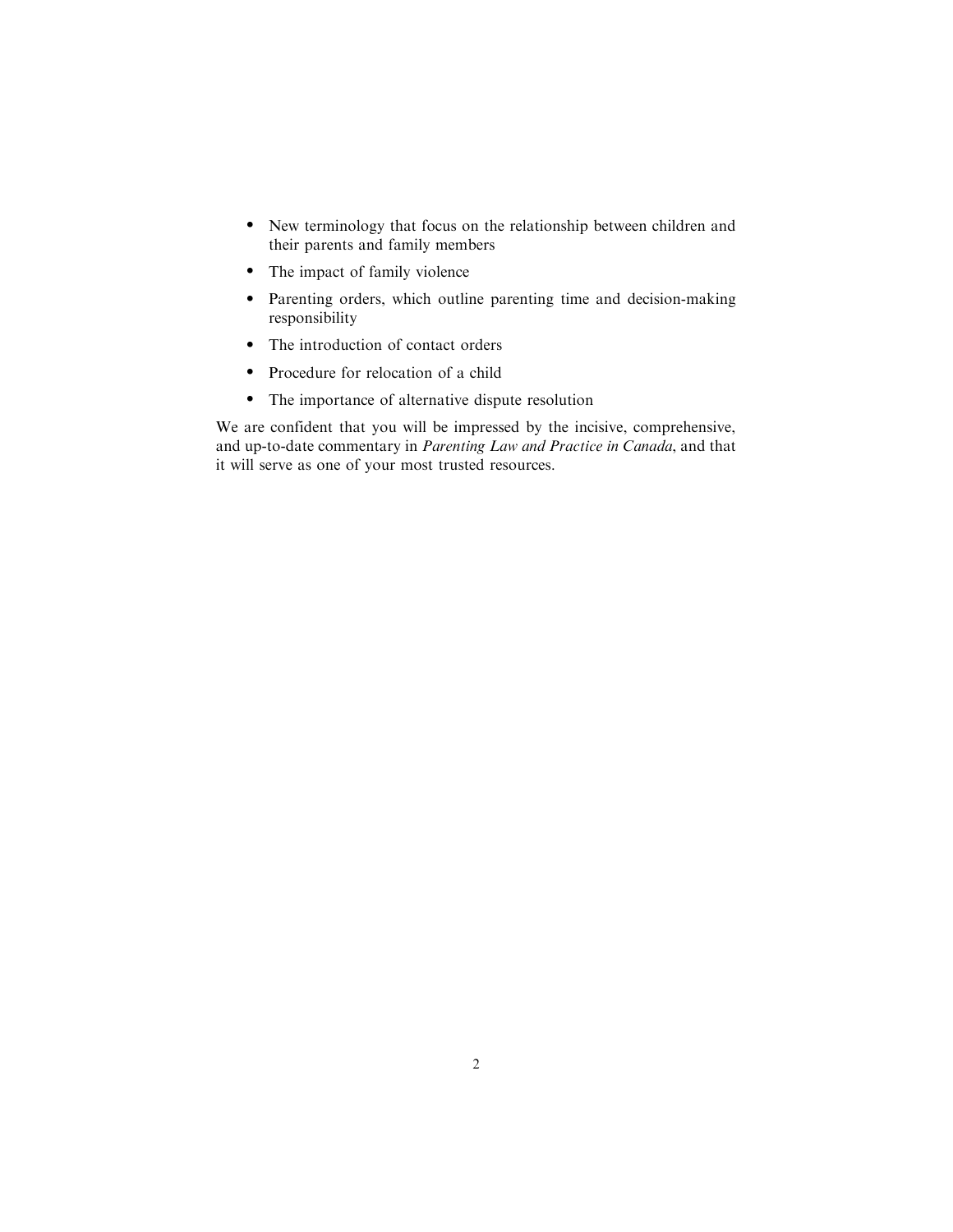- New terminology that focus on the relationship between children and their parents and family members
- The impact of family violence
- Parenting orders, which outline parenting time and decision-making responsibility
- The introduction of contact orders
- Procedure for relocation of a child
- The importance of alternative dispute resolution

We are confident that you will be impressed by the incisive, comprehensive, and up-to-date commentary in *Parenting Law and Practice in Canada*, and that it will serve as one of your most trusted resources.